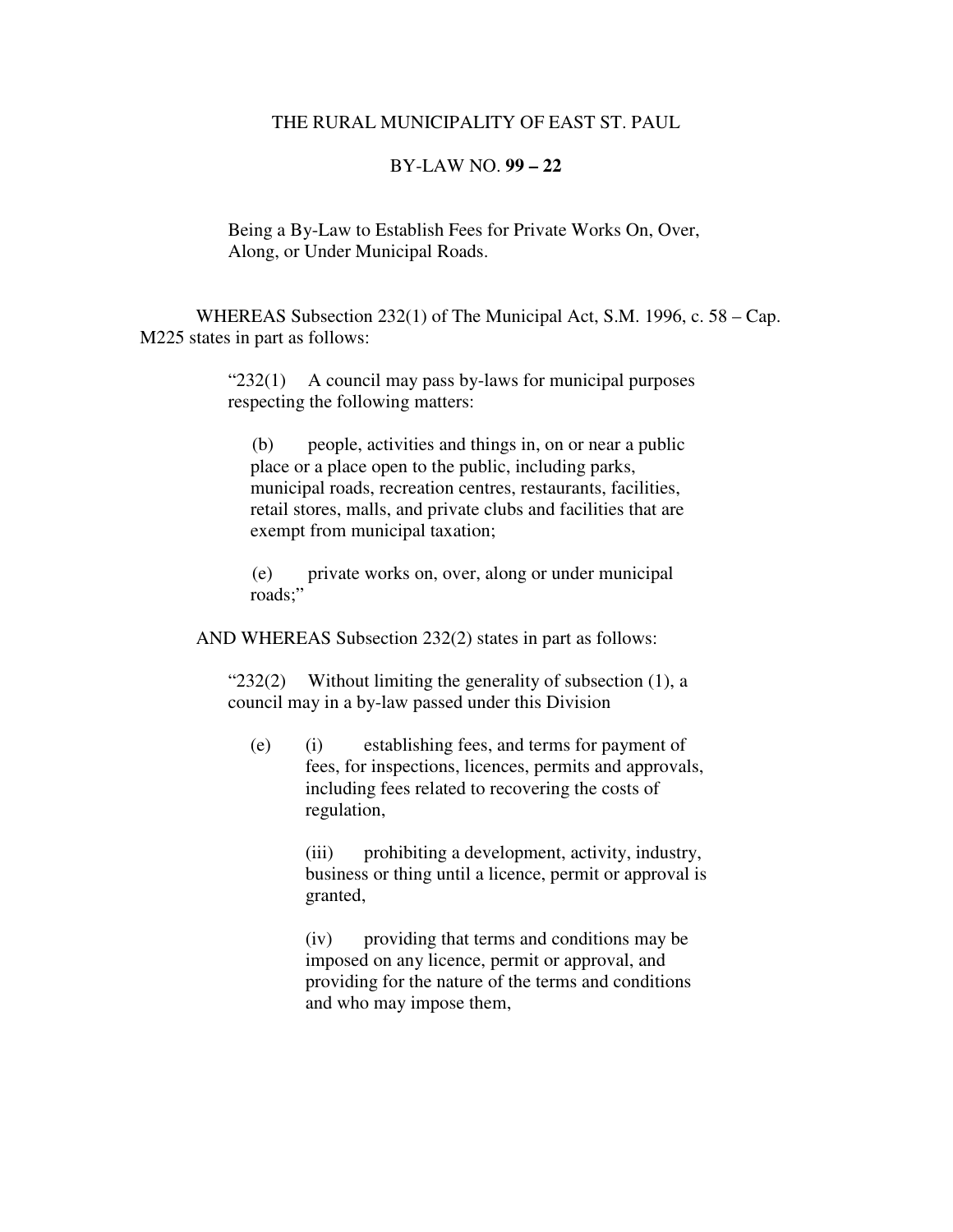# THE RURAL MUNICIPALITY OF EAST ST. PAUL

## BY-LAW NO. **99 – 22**

Being a By-Law to Establish Fees for Private Works On, Over, Along, or Under Municipal Roads.

WHEREAS Subsection 232(1) of The Municipal Act, S.M. 1996, c. 58 – Cap. M225 states in part as follows:

> "232(1) A council may pass by-laws for municipal purposes respecting the following matters:
>
> (b) people, activities and things in, on or near a public place or a place open to the public, including parks, municipal roads, recreation centres, restaurants, facilities, retail stores, malls, and private clubs and facilities that are exempt from municipal taxation;
>
> (e) private works on, over, along or under municipal roads;"

AND WHEREAS Subsection 232(2) states in part as follows:

> "232(2) Without limiting the generality of subsection (1), a council may in a by-law passed under this Division
>
> (e) (i) establishing fees, and terms for payment of fees, for inspections, licences, permits and approvals, including fees related to recovering the costs of regulation,
>
> (iii) prohibiting a development, activity, industry, business or thing until a licence, permit or approval is granted,
>
> (iv) providing that terms and conditions may be imposed on any licence, permit or approval, and providing for the nature of the terms and conditions and who may impose them,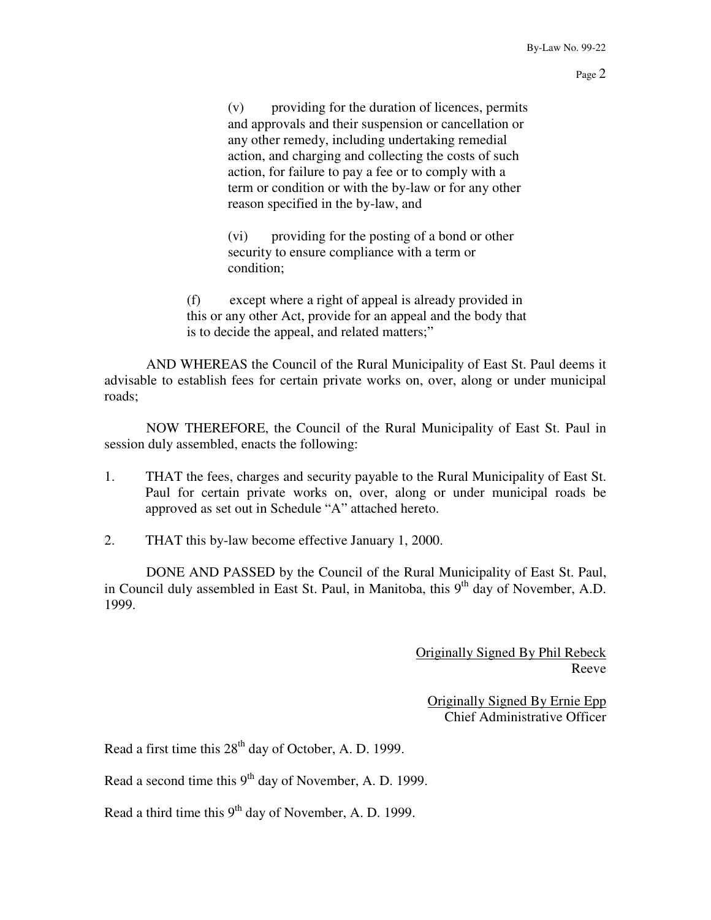(v) providing for the duration of licences, permits and approvals and their suspension or cancellation or any other remedy, including undertaking remedial action, and charging and collecting the costs of such action, for failure to pay a fee or to comply with a term or condition or with the by-law or for any other reason specified in the by-law, and

(vi) providing for the posting of a bond or other security to ensure compliance with a term or condition;

(f) except where a right of appeal is already provided in this or any other Act, provide for an appeal and the body that is to decide the appeal, and related matters;"

AND WHEREAS the Council of the Rural Municipality of East St. Paul deems it advisable to establish fees for certain private works on, over, along or under municipal roads;

NOW THEREFORE, the Council of the Rural Municipality of East St. Paul in session duly assembled, enacts the following:

1. THAT the fees, charges and security payable to the Rural Municipality of East St. Paul for certain private works on, over, along or under municipal roads be approved as set out in Schedule "A" attached hereto.

2. THAT this by-law become effective January 1, 2000.

DONE AND PASSED by the Council of the Rural Municipality of East St. Paul, in Council duly assembled in East St. Paul, in Manitoba, this 9th day of November, A.D. 1999.

Originally Signed By Phil Rebeck
Reeve

Originally Signed By Ernie Epp
Chief Administrative Officer

Read a first time this 28th day of October, A. D. 1999.

Read a second time this 9th day of November, A. D. 1999.

Read a third time this 9th day of November, A. D. 1999.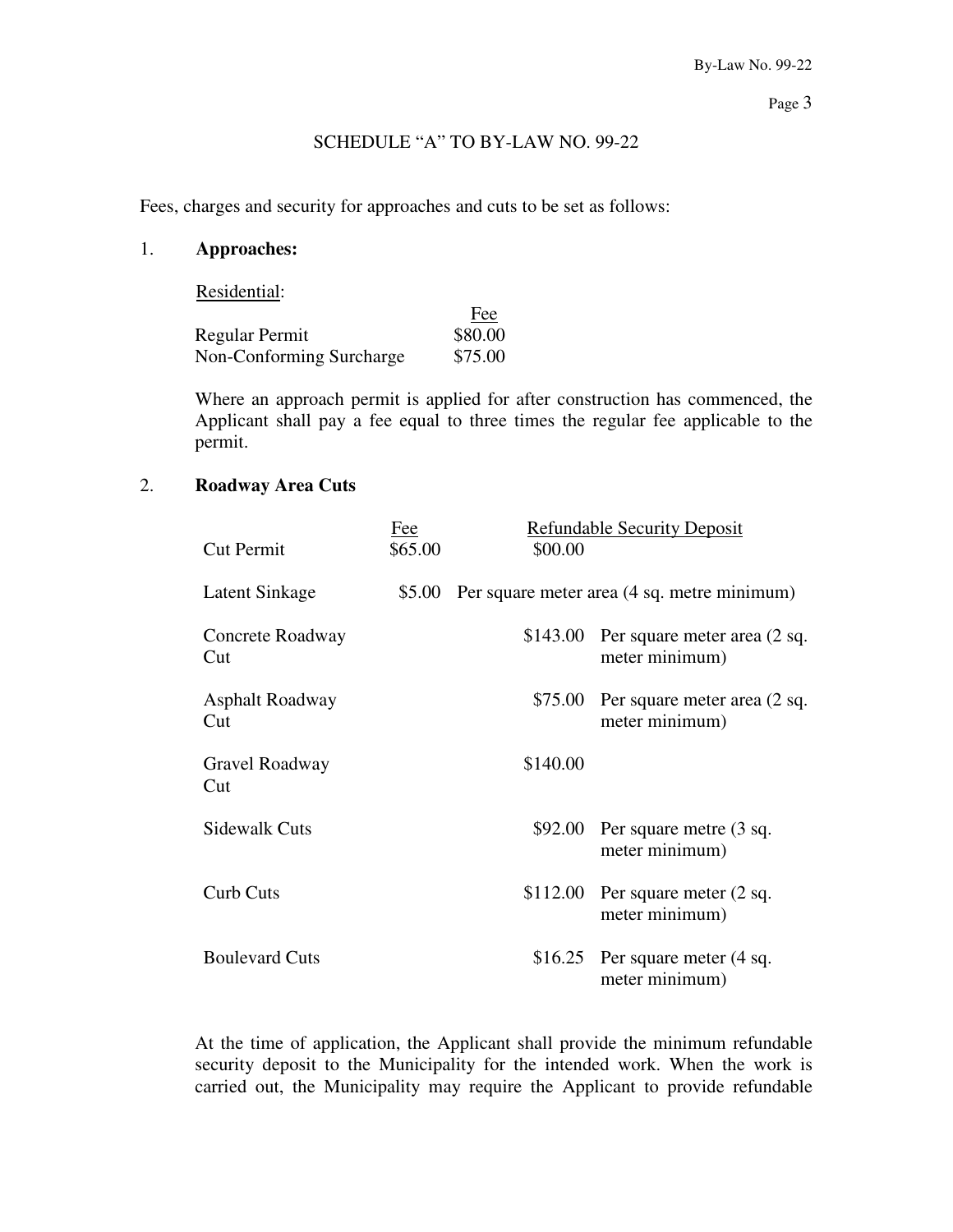SCHEDULE "A" TO BY-LAW NO. 99-22

Fees, charges and security for approaches and cuts to be set as follows:

1. **Approaches:**

Residential:

| | Fee |
|---|---|
| Regular Permit | $80.00 |
| Non-Conforming Surcharge | $75.00 |

Where an approach permit is applied for after construction has commenced, the Applicant shall pay a fee equal to three times the regular fee applicable to the permit.

2. **Roadway Area Cuts**

| | Fee | Refundable Security Deposit | |
|---|---|---|---|
| Cut Permit | $65.00 | $00.00 | |
| Latent Sinkage | $5.00 | Per square meter area (4 sq. metre minimum) | |
| Concrete Roadway Cut | | $143.00 | Per square meter area (2 sq. meter minimum) |
| Asphalt Roadway Cut | | $75.00 | Per square meter area (2 sq. meter minimum) |
| Gravel Roadway Cut | | $140.00 | |
| Sidewalk Cuts | | $92.00 | Per square metre (3 sq. meter minimum) |
| Curb Cuts | | $112.00 | Per square meter (2 sq. meter minimum) |
| Boulevard Cuts | | $16.25 | Per square meter (4 sq. meter minimum) |

At the time of application, the Applicant shall provide the minimum refundable security deposit to the Municipality for the intended work. When the work is carried out, the Municipality may require the Applicant to provide refundable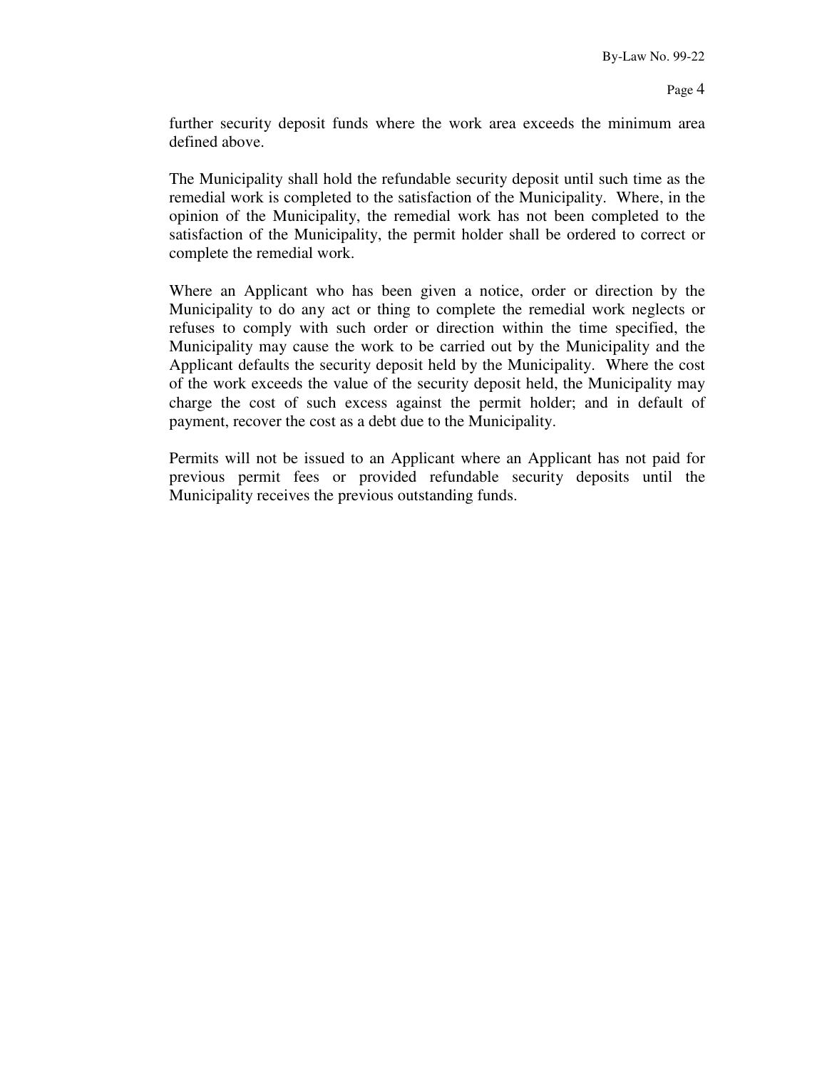further security deposit funds where the work area exceeds the minimum area defined above.

The Municipality shall hold the refundable security deposit until such time as the remedial work is completed to the satisfaction of the Municipality. Where, in the opinion of the Municipality, the remedial work has not been completed to the satisfaction of the Municipality, the permit holder shall be ordered to correct or complete the remedial work.

Where an Applicant who has been given a notice, order or direction by the Municipality to do any act or thing to complete the remedial work neglects or refuses to comply with such order or direction within the time specified, the Municipality may cause the work to be carried out by the Municipality and the Applicant defaults the security deposit held by the Municipality. Where the cost of the work exceeds the value of the security deposit held, the Municipality may charge the cost of such excess against the permit holder; and in default of payment, recover the cost as a debt due to the Municipality.

Permits will not be issued to an Applicant where an Applicant has not paid for previous permit fees or provided refundable security deposits until the Municipality receives the previous outstanding funds.